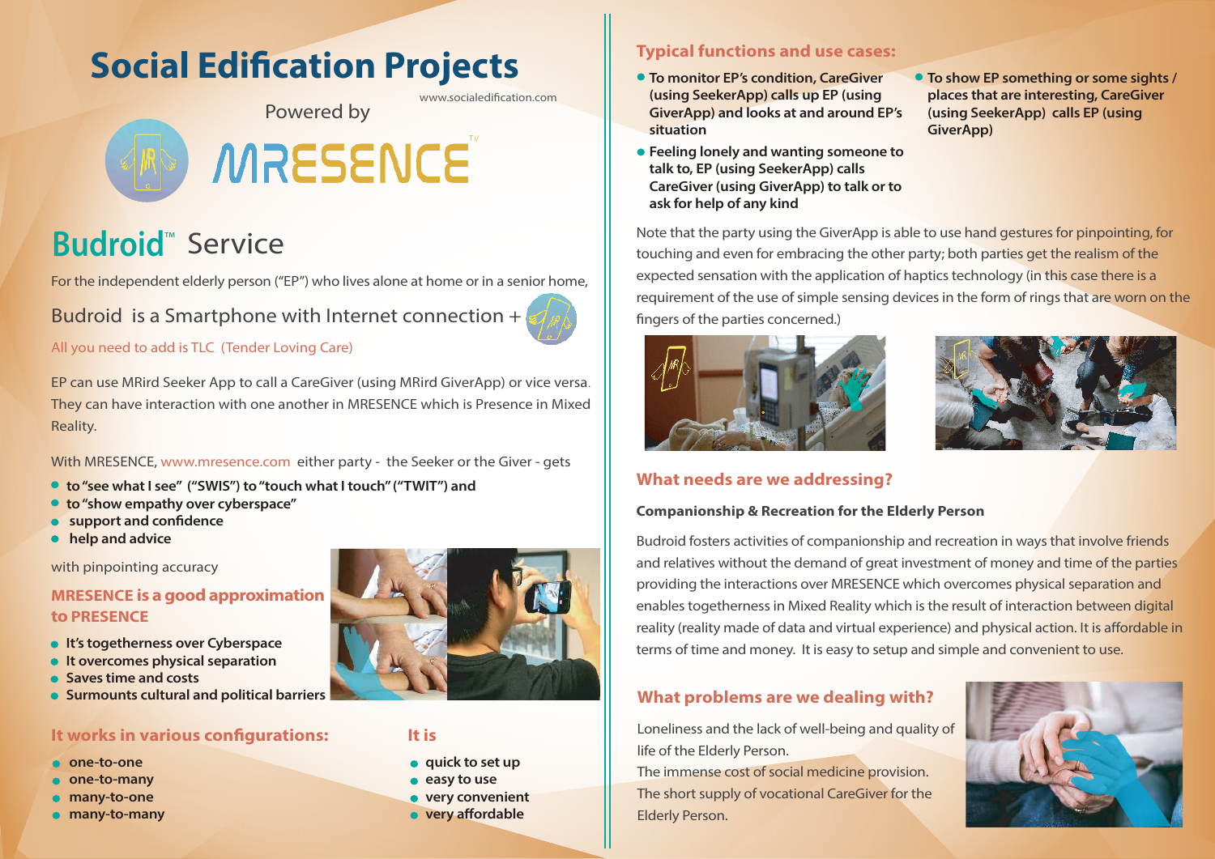# Social Edification Projects

www.socialedification.com

Powered by

MRESENCE™

## Budroid™ Service

For the independent elderly person ("EP") who lives alone at home or in a senior home,

Budroid is a Smartphone with Internet connection +

All you need to add is TLC (Tender Loving Care)

EP can use MRird Seeker App to call a CareGiver (using MRird GiverApp) or vice versa. They can have interaction with one another in MRESENCE which is Presence in Mixed Reality.

With MRESENCE, www.mresence.com either party - the Seeker or the Giver - gets

- **to "see what I see" ("SWIS") to "touch what I touch" ("TWIT") and**
- **to "show empathy over cyberspace"**
- **support and confidence**
- **help and advice**

with pinpointing accuracy

### MRESENCE is a good approximation to PRESENCE

- **It's togetherness over Cyberspace**
- **It overcomes physical separation**
- **Saves time and costs**
- **Surmounts cultural and political barriers**

### It works in various configurations:

- **one-to-one**
- **one-to-many**
- **many-to-one**
- **many-to-many**

### It is

- **quick to set up**
- **easy to use**
- **very convenient**
- **very affordable**

### Typical functions and use cases:

- **To monitor EP's condition, CareGiver (using SeekerApp) calls up EP (using GiverApp) and looks at and around EP's situation**
- **Feeling lonely and wanting someone to talk to, EP (using SeekerApp) calls CareGiver (using GiverApp) to talk or to ask for help of any kind**
- **To show EP something or some sights / places that are interesting, CareGiver (using SeekerApp) calls EP (using GiverApp)**

Note that the party using the GiverApp is able to use hand gestures for pinpointing, for touching and even for embracing the other party; both parties get the realism of the expected sensation with the application of haptics technology (in this case there is a requirement of the use of simple sensing devices in the form of rings that are worn on the fingers of the parties concerned.)

### What needs are we addressing?

**Companionship & Recreation for the Elderly Person**

Budroid fosters activities of companionship and recreation in ways that involve friends and relatives without the demand of great investment of money and time of the parties providing the interactions over MRESENCE which overcomes physical separation and enables togetherness in Mixed Reality which is the result of interaction between digital reality (reality made of data and virtual experience) and physical action. It is affordable in terms of time and money. It is easy to setup and simple and convenient to use.

### What problems are we dealing with?

Loneliness and the lack of well-being and quality of life of the Elderly Person.
The immense cost of social medicine provision.
The short supply of vocational CareGiver for the Elderly Person.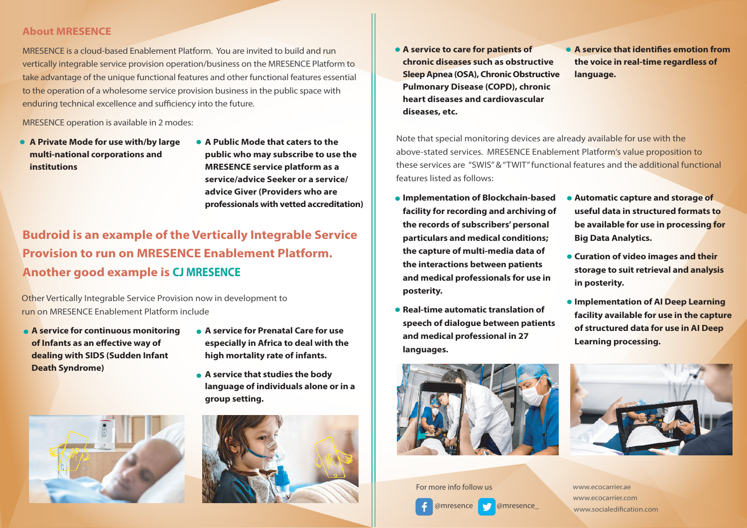## About MRESENCE

MRESENCE is a cloud-based Enablement Platform. You are invited to build and run vertically integrable service provision operation/business on the MRESENCE Platform to take advantage of the unique functional features and other functional features essential to the operation of a wholesome service provision business in the public space with enduring technical excellence and sufficiency into the future.

MRESENCE operation is available in 2 modes:

- **A Private Mode for use with/by large multi-national corporations and institutions**
- **A Public Mode that caters to the public who may subscribe to use the MRESENCE service platform as a service/advice Seeker or a service/ advice Giver (Providers who are professionals with vetted accreditation)**

## Budroid is an example of the Vertically Integrable Service Provision to run on MRESENCE Enablement Platform. Another good example is CJ MRESENCE

Other Vertically Integrable Service Provision now in development to run on MRESENCE Enablement Platform include

- **A service for continuous monitoring of Infants as an effective way of dealing with SIDS (Sudden Infant Death Syndrome)**
- **A service for Prenatal Care for use especially in Africa to deal with the high mortality rate of infants.**
- **A service that studies the body language of individuals alone or in a group setting.**
- **A service to care for patients of chronic diseases such as obstructive Sleep Apnea (OSA), Chronic Obstructive Pulmonary Disease (COPD), chronic heart diseases and cardiovascular diseases, etc.**
- **A service that identifies emotion from the voice in real-time regardless of language.**

Note that special monitoring devices are already available for use with the above-stated services. MRESENCE Enablement Platform's value proposition to these services are "SWIS" & "TWIT" functional features and the additional functional features listed as follows:

- **Implementation of Blockchain-based facility for recording and archiving of the records of subscribers' personal particulars and medical conditions; the capture of multi-media data of the interactions between patients and medical professionals for use in posterity.**
- **Real-time automatic translation of speech of dialogue between patients and medical professional in 27 languages.**
- **Automatic capture and storage of useful data in structured formats to be available for use in processing for Big Data Analytics.**
- **Curation of video images and their storage to suit retrieval and analysis in posterity.**
- **Implementation of AI Deep Learning facility available for use in the capture of structured data for use in AI Deep Learning processing.**

For more info follow us

@mresence @mresence_

www.ecocarrier.ae
www.ecocarrier.com
www.socialedification.com